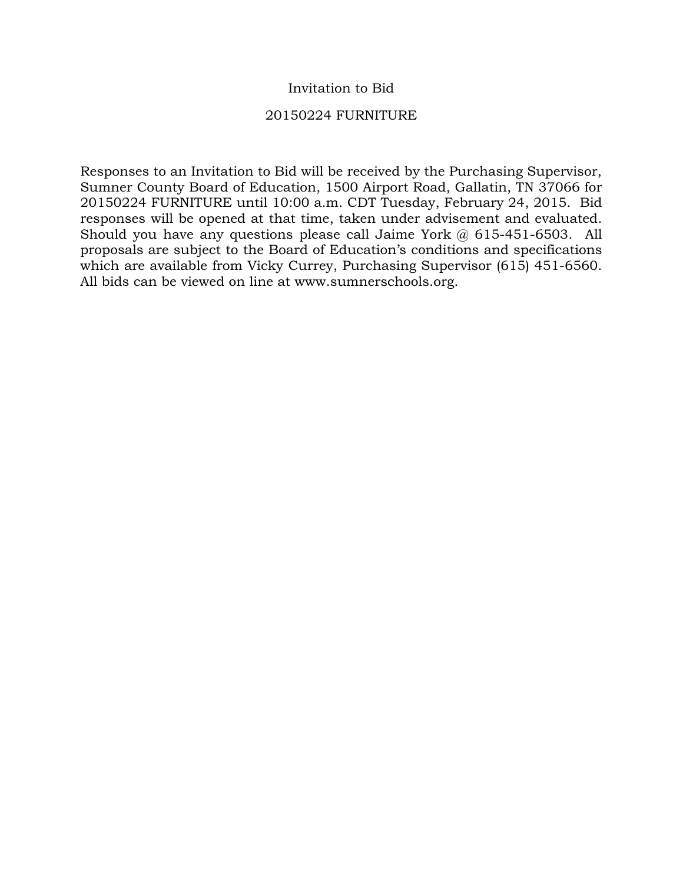# Invitation to Bid

## 20150224 FURNITURE

Responses to an Invitation to Bid will be received by the Purchasing Supervisor, Sumner County Board of Education, 1500 Airport Road, Gallatin, TN 37066 for 20150224 FURNITURE until 10:00 a.m. CDT Tuesday, February 24, 2015. Bid responses will be opened at that time, taken under advisement and evaluated. Should you have any questions please call Jaime York @ 615-451-6503. All proposals are subject to the Board of Education's conditions and specifications which are available from Vicky Currey, Purchasing Supervisor (615) 451-6560. All bids can be viewed on line at www.sumnerschools.org.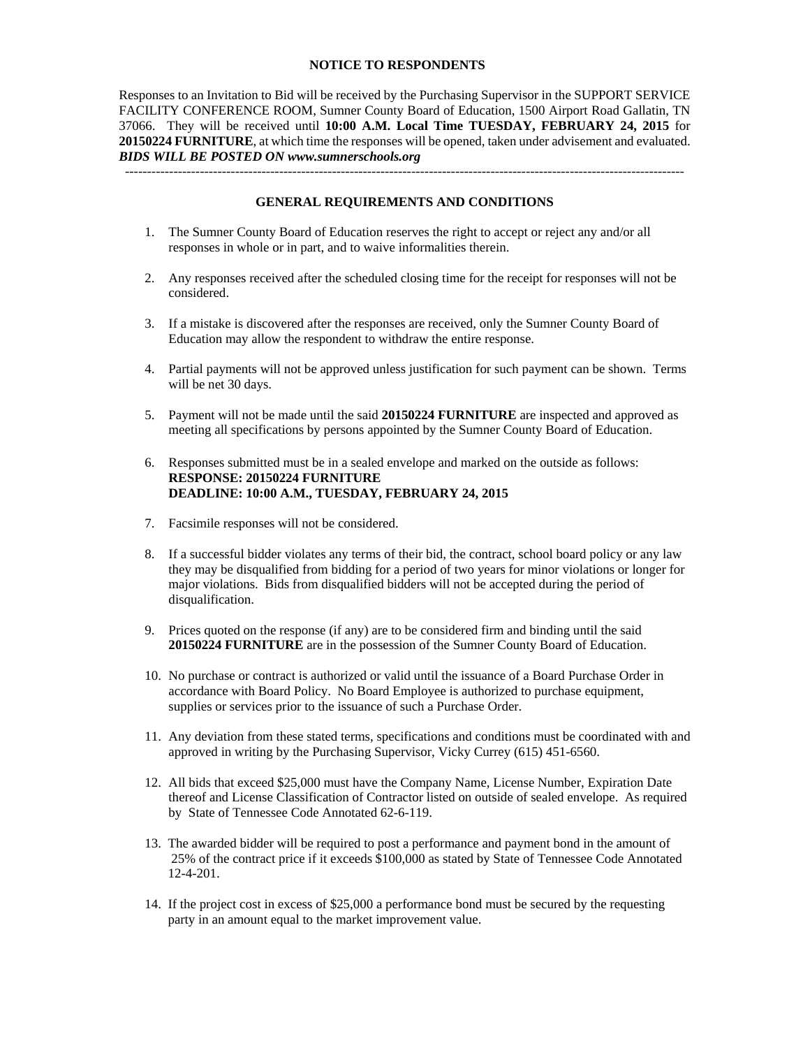## NOTICE TO RESPONDENTS

Responses to an Invitation to Bid will be received by the Purchasing Supervisor in the SUPPORT SERVICE FACILITY CONFERENCE ROOM, Sumner County Board of Education, 1500 Airport Road Gallatin, TN 37066. They will be received until **10:00 A.M. Local Time TUESDAY, FEBRUARY 24, 2015** for **20150224 FURNITURE**, at which time the responses will be opened, taken under advisement and evaluated. ***BIDS WILL BE POSTED ON www.sumnerschools.org***

---

## GENERAL REQUIREMENTS AND CONDITIONS

1. The Sumner County Board of Education reserves the right to accept or reject any and/or all responses in whole or in part, and to waive informalities therein.

2. Any responses received after the scheduled closing time for the receipt for responses will not be considered.

3. If a mistake is discovered after the responses are received, only the Sumner County Board of Education may allow the respondent to withdraw the entire response.

4. Partial payments will not be approved unless justification for such payment can be shown. Terms will be net 30 days.

5. Payment will not be made until the said **20150224 FURNITURE** are inspected and approved as meeting all specifications by persons appointed by the Sumner County Board of Education.

6. Responses submitted must be in a sealed envelope and marked on the outside as follows:
   **RESPONSE: 20150224 FURNITURE**
   **DEADLINE: 10:00 A.M., TUESDAY, FEBRUARY 24, 2015**

7. Facsimile responses will not be considered.

8. If a successful bidder violates any terms of their bid, the contract, school board policy or any law they may be disqualified from bidding for a period of two years for minor violations or longer for major violations. Bids from disqualified bidders will not be accepted during the period of disqualification.

9. Prices quoted on the response (if any) are to be considered firm and binding until the said **20150224 FURNITURE** are in the possession of the Sumner County Board of Education.

10. No purchase or contract is authorized or valid until the issuance of a Board Purchase Order in accordance with Board Policy. No Board Employee is authorized to purchase equipment, supplies or services prior to the issuance of such a Purchase Order.

11. Any deviation from these stated terms, specifications and conditions must be coordinated with and approved in writing by the Purchasing Supervisor, Vicky Currey (615) 451-6560.

12. All bids that exceed $25,000 must have the Company Name, License Number, Expiration Date thereof and License Classification of Contractor listed on outside of sealed envelope. As required by State of Tennessee Code Annotated 62-6-119.

13. The awarded bidder will be required to post a performance and payment bond in the amount of 25% of the contract price if it exceeds $100,000 as stated by State of Tennessee Code Annotated 12-4-201.

14. If the project cost in excess of $25,000 a performance bond must be secured by the requesting party in an amount equal to the market improvement value.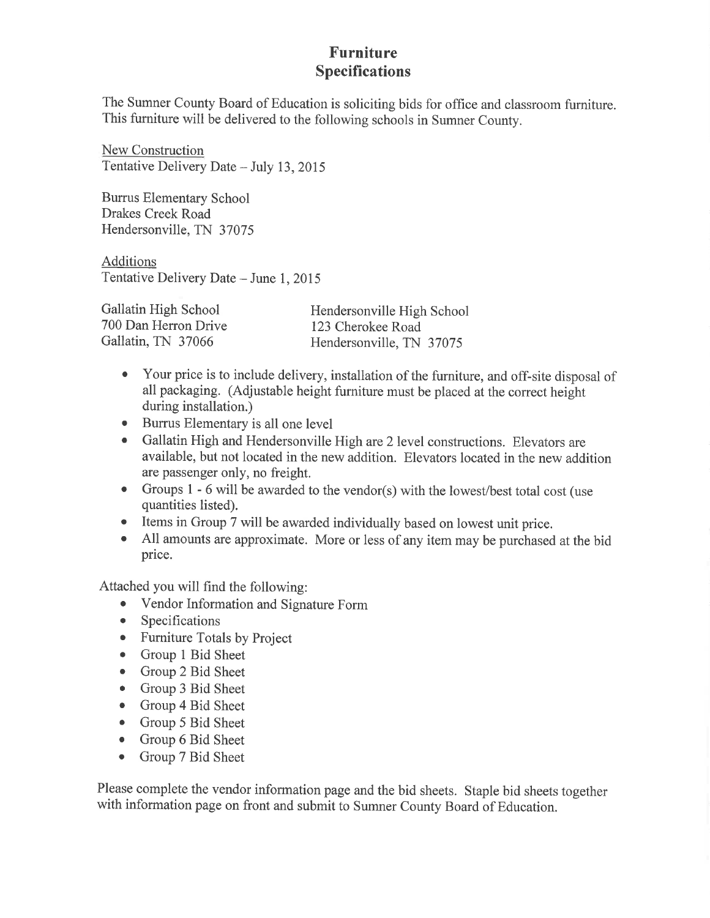# Furniture Specifications

The Sumner County Board of Education is soliciting bids for office and classroom furniture. This furniture will be delivered to the following schools in Sumner County.

New Construction
Tentative Delivery Date – July 13, 2015

Burrus Elementary School
Drakes Creek Road
Hendersonville, TN 37075

Additions
Tentative Delivery Date – June 1, 2015

Gallatin High School
700 Dan Herron Drive
Gallatin, TN 37066

Hendersonville High School
123 Cherokee Road
Hendersonville, TN 37075

- Your price is to include delivery, installation of the furniture, and off-site disposal of all packaging. (Adjustable height furniture must be placed at the correct height during installation.)
- Burrus Elementary is all one level
- Gallatin High and Hendersonville High are 2 level constructions. Elevators are available, but not located in the new addition. Elevators located in the new addition are passenger only, no freight.
- Groups 1 - 6 will be awarded to the vendor(s) with the lowest/best total cost (use quantities listed).
- Items in Group 7 will be awarded individually based on lowest unit price.
- All amounts are approximate. More or less of any item may be purchased at the bid price.

Attached you will find the following:

- Vendor Information and Signature Form
- Specifications
- Furniture Totals by Project
- Group 1 Bid Sheet
- Group 2 Bid Sheet
- Group 3 Bid Sheet
- Group 4 Bid Sheet
- Group 5 Bid Sheet
- Group 6 Bid Sheet
- Group 7 Bid Sheet

Please complete the vendor information page and the bid sheets. Staple bid sheets together with information page on front and submit to Sumner County Board of Education.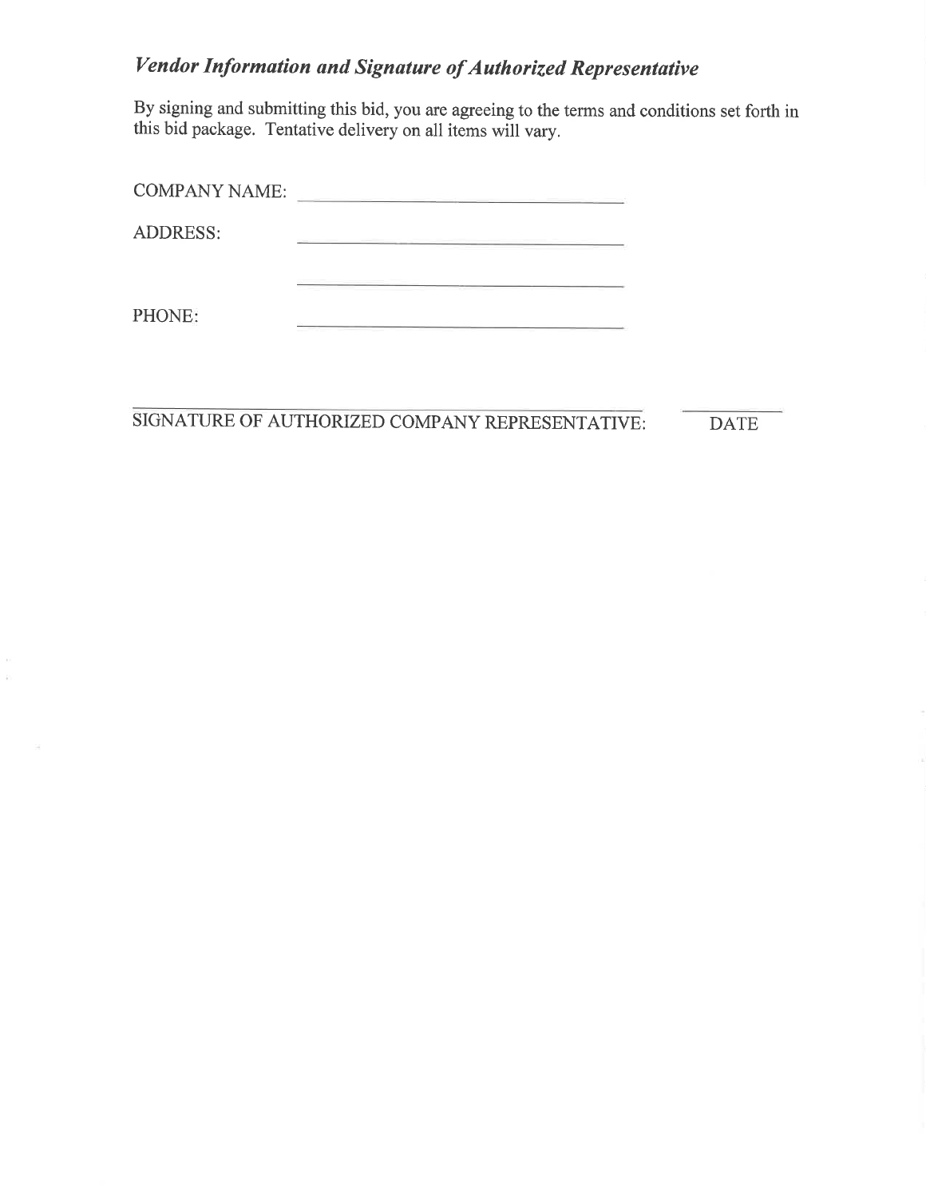## *Vendor Information and Signature of Authorized Representative*

By signing and submitting this bid, you are agreeing to the terms and conditions set forth in this bid package. Tentative delivery on all items will vary.

COMPANY NAME: ______________________________

ADDRESS: ______________________________

______________________________

PHONE: ______________________________

______________________________________________ ____________

SIGNATURE OF AUTHORIZED COMPANY REPRESENTATIVE: DATE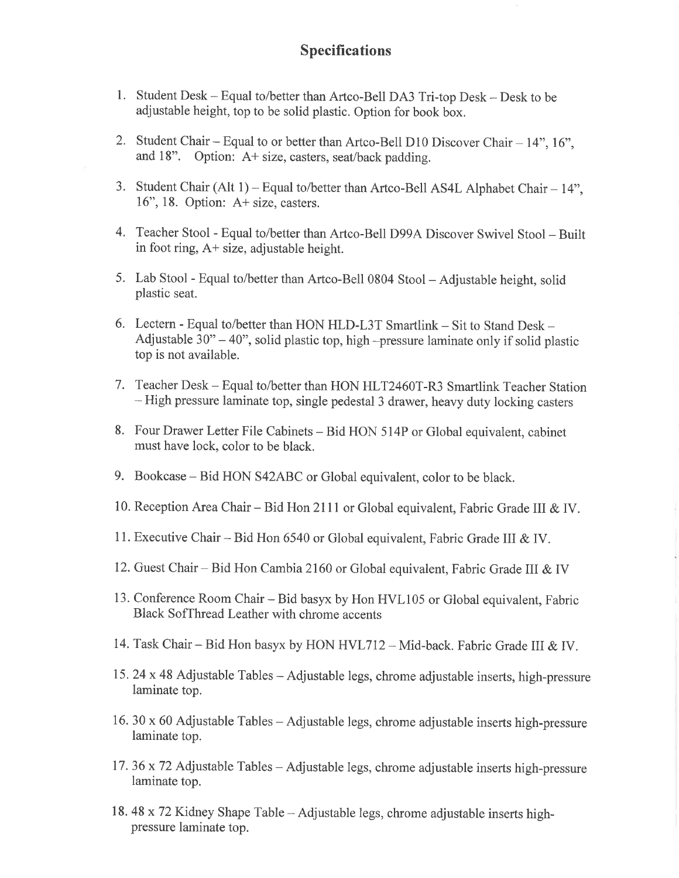# Specifications

1. Student Desk – Equal to/better than Artco-Bell DA3 Tri-top Desk – Desk to be adjustable height, top to be solid plastic. Option for book box.

2. Student Chair – Equal to or better than Artco-Bell D10 Discover Chair – 14", 16", and 18". Option: A+ size, casters, seat/back padding.

3. Student Chair (Alt 1) – Equal to/better than Artco-Bell AS4L Alphabet Chair – 14", 16", 18. Option: A+ size, casters.

4. Teacher Stool - Equal to/better than Artco-Bell D99A Discover Swivel Stool – Built in foot ring, A+ size, adjustable height.

5. Lab Stool - Equal to/better than Artco-Bell 0804 Stool – Adjustable height, solid plastic seat.

6. Lectern - Equal to/better than HON HLD-L3T Smartlink – Sit to Stand Desk – Adjustable 30" – 40", solid plastic top, high –pressure laminate only if solid plastic top is not available.

7. Teacher Desk – Equal to/better than HON HLT2460T-R3 Smartlink Teacher Station – High pressure laminate top, single pedestal 3 drawer, heavy duty locking casters

8. Four Drawer Letter File Cabinets – Bid HON 514P or Global equivalent, cabinet must have lock, color to be black.

9. Bookcase – Bid HON S42ABC or Global equivalent, color to be black.

10. Reception Area Chair – Bid Hon 2111 or Global equivalent, Fabric Grade III & IV.

11. Executive Chair – Bid Hon 6540 or Global equivalent, Fabric Grade III & IV.

12. Guest Chair – Bid Hon Cambia 2160 or Global equivalent, Fabric Grade III & IV

13. Conference Room Chair – Bid basyx by Hon HVL105 or Global equivalent, Fabric Black SofThread Leather with chrome accents

14. Task Chair – Bid Hon basyx by HON HVL712 – Mid-back. Fabric Grade III & IV.

15. 24 x 48 Adjustable Tables – Adjustable legs, chrome adjustable inserts, high-pressure laminate top.

16. 30 x 60 Adjustable Tables – Adjustable legs, chrome adjustable inserts high-pressure laminate top.

17. 36 x 72 Adjustable Tables – Adjustable legs, chrome adjustable inserts high-pressure laminate top.

18. 48 x 72 Kidney Shape Table – Adjustable legs, chrome adjustable inserts high-pressure laminate top.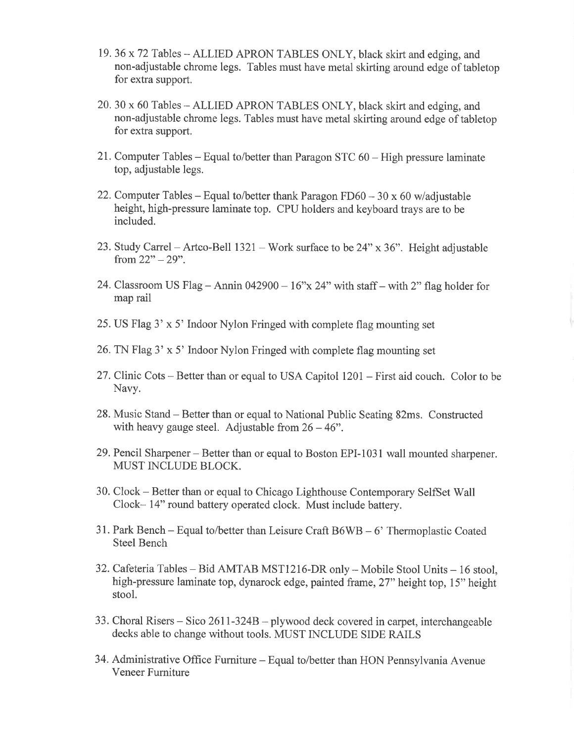19. 36 x 72 Tables – ALLIED APRON TABLES ONLY, black skirt and edging, and non-adjustable chrome legs. Tables must have metal skirting around edge of tabletop for extra support.

20. 30 x 60 Tables – ALLIED APRON TABLES ONLY, black skirt and edging, and non-adjustable chrome legs. Tables must have metal skirting around edge of tabletop for extra support.

21. Computer Tables – Equal to/better than Paragon STC 60 – High pressure laminate top, adjustable legs.

22. Computer Tables – Equal to/better thank Paragon FD60 – 30 x 60 w/adjustable height, high-pressure laminate top. CPU holders and keyboard trays are to be included.

23. Study Carrel – Artco-Bell 1321 – Work surface to be 24" x 36". Height adjustable from 22" – 29".

24. Classroom US Flag – Annin 042900 – 16"x 24" with staff – with 2" flag holder for map rail

25. US Flag 3' x 5' Indoor Nylon Fringed with complete flag mounting set

26. TN Flag 3' x 5' Indoor Nylon Fringed with complete flag mounting set

27. Clinic Cots – Better than or equal to USA Capitol 1201 – First aid couch. Color to be Navy.

28. Music Stand – Better than or equal to National Public Seating 82ms. Constructed with heavy gauge steel. Adjustable from 26 – 46".

29. Pencil Sharpener – Better than or equal to Boston EPI-1031 wall mounted sharpener. MUST INCLUDE BLOCK.

30. Clock – Better than or equal to Chicago Lighthouse Contemporary SelfSet Wall Clock– 14" round battery operated clock. Must include battery.

31. Park Bench – Equal to/better than Leisure Craft B6WB – 6' Thermoplastic Coated Steel Bench

32. Cafeteria Tables – Bid AMTAB MST1216-DR only – Mobile Stool Units – 16 stool, high-pressure laminate top, dynarock edge, painted frame, 27" height top, 15" height stool.

33. Choral Risers – Sico 2611-324B – plywood deck covered in carpet, interchangeable decks able to change without tools. MUST INCLUDE SIDE RAILS

34. Administrative Office Furniture – Equal to/better than HON Pennsylvania Avenue Veneer Furniture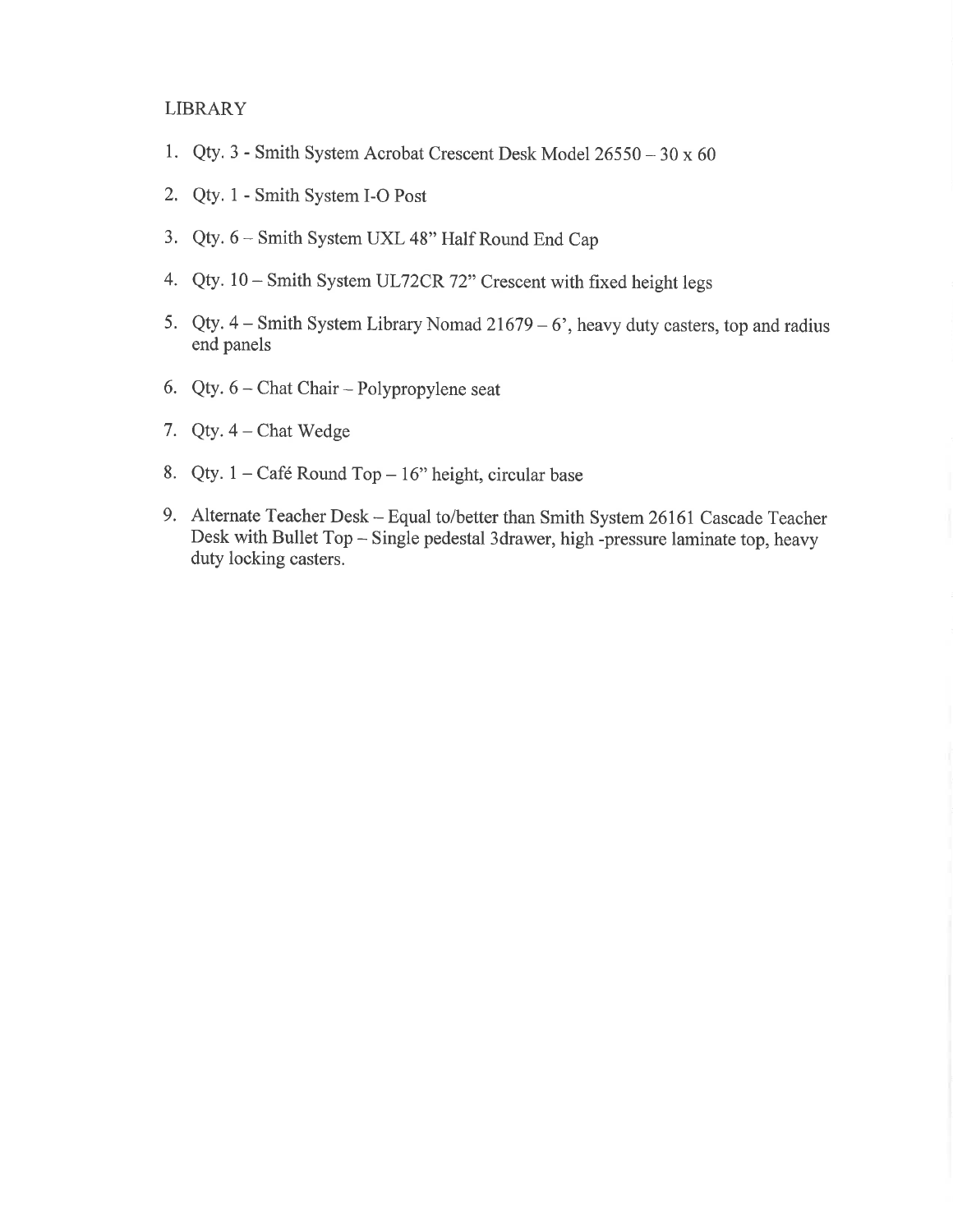LIBRARY

1. Qty. 3 - Smith System Acrobat Crescent Desk Model 26550 – 30 x 60
2. Qty. 1 - Smith System I-O Post
3. Qty. 6 – Smith System UXL 48" Half Round End Cap
4. Qty. 10 – Smith System UL72CR 72" Crescent with fixed height legs
5. Qty. 4 – Smith System Library Nomad 21679 – 6', heavy duty casters, top and radius end panels
6. Qty. 6 – Chat Chair – Polypropylene seat
7. Qty. 4 – Chat Wedge
8. Qty. 1 – Café Round Top – 16" height, circular base
9. Alternate Teacher Desk – Equal to/better than Smith System 26161 Cascade Teacher Desk with Bullet Top – Single pedestal 3drawer, high -pressure laminate top, heavy duty locking casters.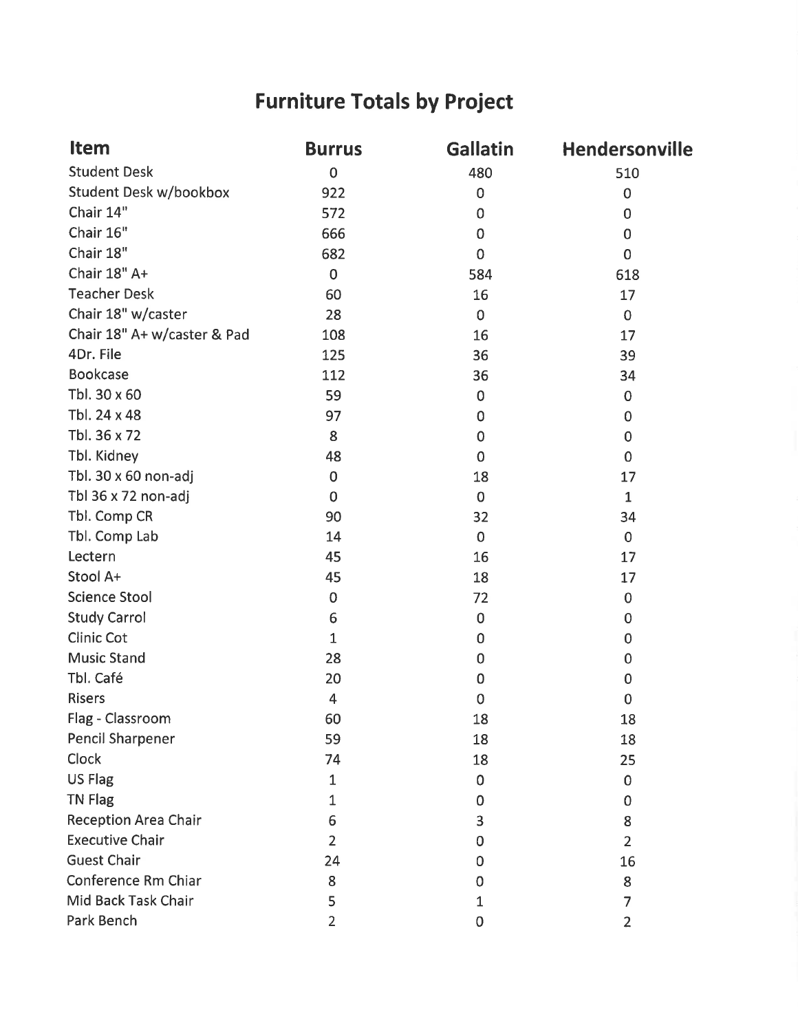# Furniture Totals by Project

| Item | Burrus | Gallatin | Hendersonville |
|---|---|---|---|
| Student Desk | 0 | 480 | 510 |
| Student Desk w/bookbox | 922 | 0 | 0 |
| Chair 14" | 572 | 0 | 0 |
| Chair 16" | 666 | 0 | 0 |
| Chair 18" | 682 | 0 | 0 |
| Chair 18" A+ | 0 | 584 | 618 |
| Teacher Desk | 60 | 16 | 17 |
| Chair 18" w/caster | 28 | 0 | 0 |
| Chair 18" A+ w/caster & Pad | 108 | 16 | 17 |
| 4Dr. File | 125 | 36 | 39 |
| Bookcase | 112 | 36 | 34 |
| Tbl. 30 x 60 | 59 | 0 | 0 |
| Tbl. 24 x 48 | 97 | 0 | 0 |
| Tbl. 36 x 72 | 8 | 0 | 0 |
| Tbl. Kidney | 48 | 0 | 0 |
| Tbl. 30 x 60 non-adj | 0 | 18 | 17 |
| Tbl 36 x 72 non-adj | 0 | 0 | 1 |
| Tbl. Comp CR | 90 | 32 | 34 |
| Tbl. Comp Lab | 14 | 0 | 0 |
| Lectern | 45 | 16 | 17 |
| Stool A+ | 45 | 18 | 17 |
| Science Stool | 0 | 72 | 0 |
| Study Carrol | 6 | 0 | 0 |
| Clinic Cot | 1 | 0 | 0 |
| Music Stand | 28 | 0 | 0 |
| Tbl. Café | 20 | 0 | 0 |
| Risers | 4 | 0 | 0 |
| Flag - Classroom | 60 | 18 | 18 |
| Pencil Sharpener | 59 | 18 | 18 |
| Clock | 74 | 18 | 25 |
| US Flag | 1 | 0 | 0 |
| TN Flag | 1 | 0 | 0 |
| Reception Area Chair | 6 | 3 | 8 |
| Executive Chair | 2 | 0 | 2 |
| Guest Chair | 24 | 0 | 16 |
| Conference Rm Chiar | 8 | 0 | 8 |
| Mid Back Task Chair | 5 | 1 | 7 |
| Park Bench | 2 | 0 | 2 |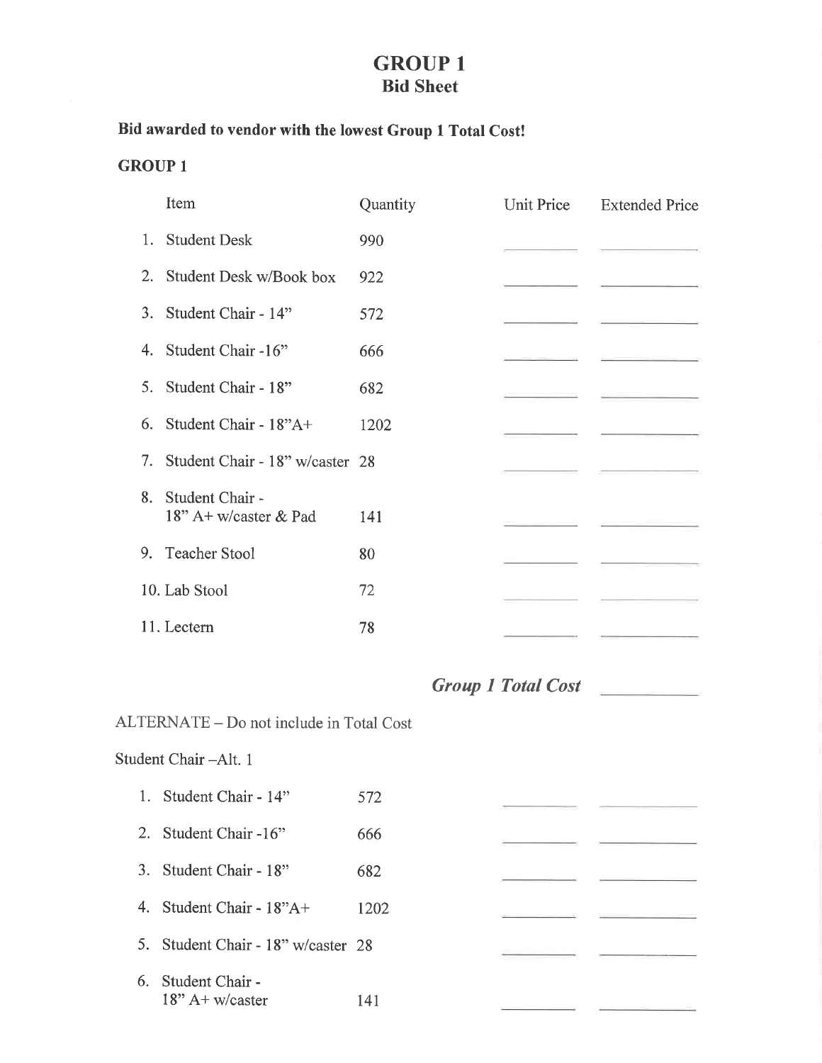# GROUP 1

## Bid Sheet

**Bid awarded to vendor with the lowest Group 1 Total Cost!**

**GROUP 1**

| Item | Quantity | Unit Price | Extended Price |
|---|---|---|---|
| 1. Student Desk | 990 | | |
| 2. Student Desk w/Book box | 922 | | |
| 3. Student Chair - 14" | 572 | | |
| 4. Student Chair -16" | 666 | | |
| 5. Student Chair - 18" | 682 | | |
| 6. Student Chair - 18"A+ | 1202 | | |
| 7. Student Chair - 18" w/caster | 28 | | |
| 8. Student Chair - 18" A+ w/caster & Pad | 141 | | |
| 9. Teacher Stool | 80 | | |
| 10. Lab Stool | 72 | | |
| 11. Lectern | 78 | | |

***Group 1 Total Cost*** \_\_\_\_\_\_\_\_\_\_

ALTERNATE – Do not include in Total Cost

Student Chair –Alt. 1

| Item | Quantity | Unit Price | Extended Price |
|---|---|---|---|
| 1. Student Chair - 14" | 572 | | |
| 2. Student Chair -16" | 666 | | |
| 3. Student Chair - 18" | 682 | | |
| 4. Student Chair - 18"A+ | 1202 | | |
| 5. Student Chair - 18" w/caster | 28 | | |
| 6. Student Chair - 18" A+ w/caster | 141 | | |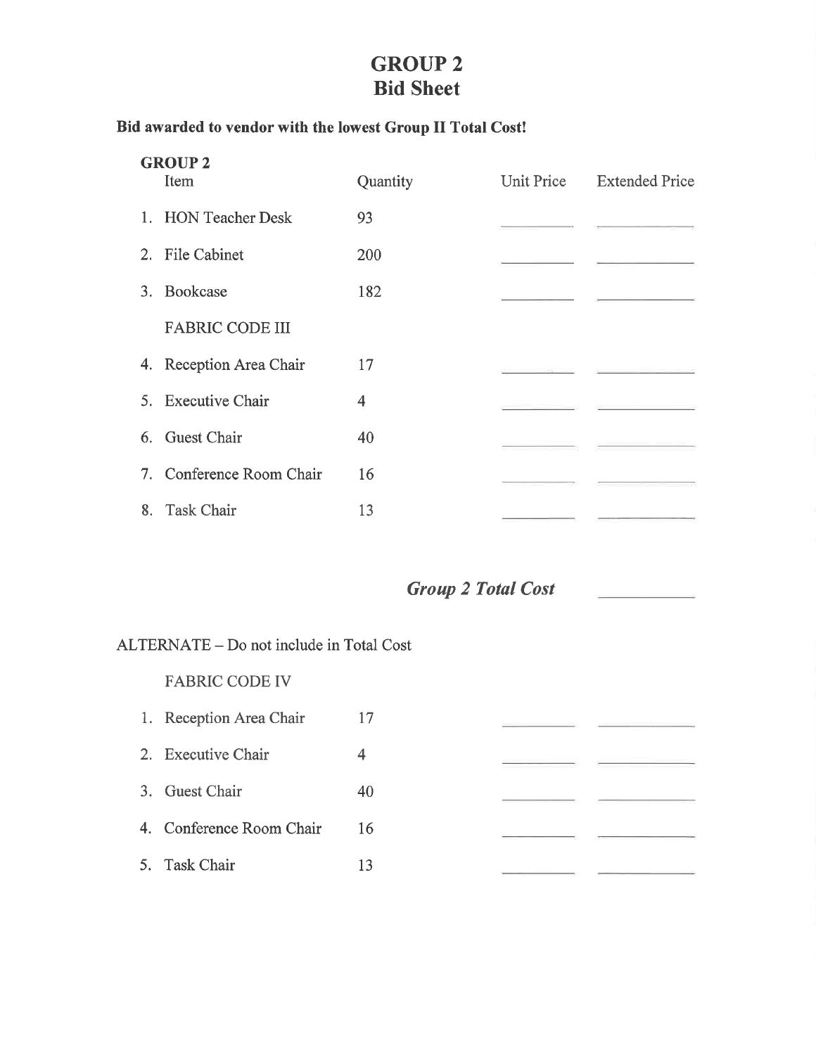# GROUP 2
# Bid Sheet

**Bid awarded to vendor with the lowest Group II Total Cost!**

**GROUP 2**

| Item | Quantity | Unit Price | Extended Price |
| --- | --- | --- | --- |
| 1. HON Teacher Desk | 93 | | |
| 2. File Cabinet | 200 | | |
| 3. Bookcase | 182 | | |
| FABRIC CODE III | | | |
| 4. Reception Area Chair | 17 | | |
| 5. Executive Chair | 4 | | |
| 6. Guest Chair | 40 | | |
| 7. Conference Room Chair | 16 | | |
| 8. Task Chair | 13 | | |

***Group 2 Total Cost*** ____________

ALTERNATE – Do not include in Total Cost

| Item | Quantity | Unit Price | Extended Price |
| --- | --- | --- | --- |
| FABRIC CODE IV | | | |
| 1. Reception Area Chair | 17 | | |
| 2. Executive Chair | 4 | | |
| 3. Guest Chair | 40 | | |
| 4. Conference Room Chair | 16 | | |
| 5. Task Chair | 13 | | |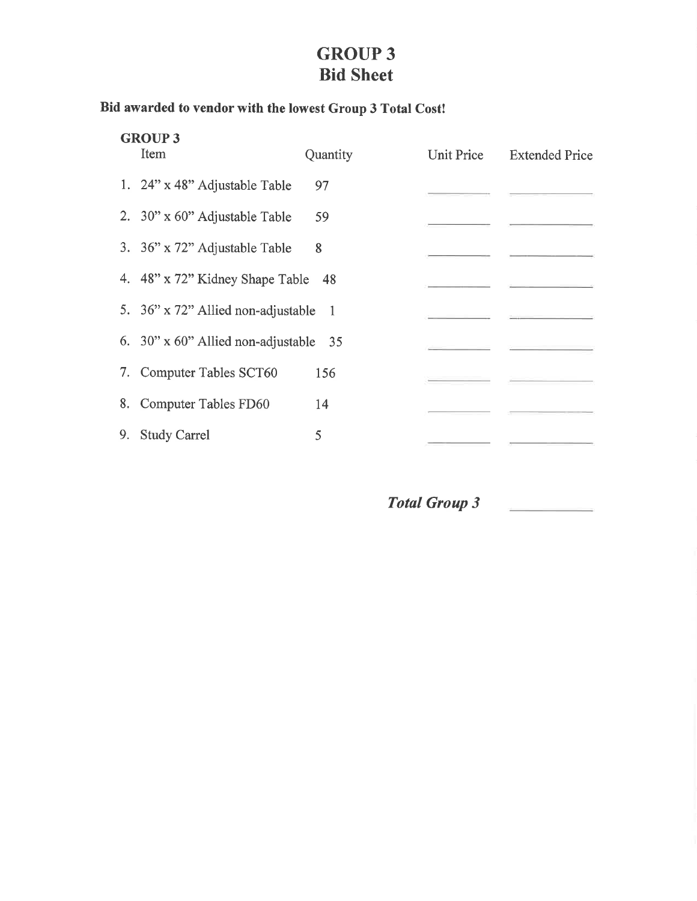# GROUP 3
## Bid Sheet

**Bid awarded to vendor with the lowest Group 3 Total Cost!**

**GROUP 3**

| Item | Quantity | Unit Price | Extended Price |
| --- | --- | --- | --- |
| 1. 24" x 48" Adjustable Table | 97 | \_\_\_\_\_\_\_\_ | \_\_\_\_\_\_\_\_\_\_ |
| 2. 30" x 60" Adjustable Table | 59 | \_\_\_\_\_\_\_\_ | \_\_\_\_\_\_\_\_\_\_ |
| 3. 36" x 72" Adjustable Table | 8 | \_\_\_\_\_\_\_\_ | \_\_\_\_\_\_\_\_\_\_ |
| 4. 48" x 72" Kidney Shape Table | 48 | \_\_\_\_\_\_\_\_ | \_\_\_\_\_\_\_\_\_\_ |
| 5. 36" x 72" Allied non-adjustable | 1 | \_\_\_\_\_\_\_\_ | \_\_\_\_\_\_\_\_\_\_ |
| 6. 30" x 60" Allied non-adjustable | 35 | \_\_\_\_\_\_\_\_ | \_\_\_\_\_\_\_\_\_\_ |
| 7. Computer Tables SCT60 | 156 | \_\_\_\_\_\_\_\_ | \_\_\_\_\_\_\_\_\_\_ |
| 8. Computer Tables FD60 | 14 | \_\_\_\_\_\_\_\_ | \_\_\_\_\_\_\_\_\_\_ |
| 9. Study Carrel | 5 | \_\_\_\_\_\_\_\_ | \_\_\_\_\_\_\_\_\_\_ |
| | | ***Total Group 3*** | \_\_\_\_\_\_\_\_\_\_ |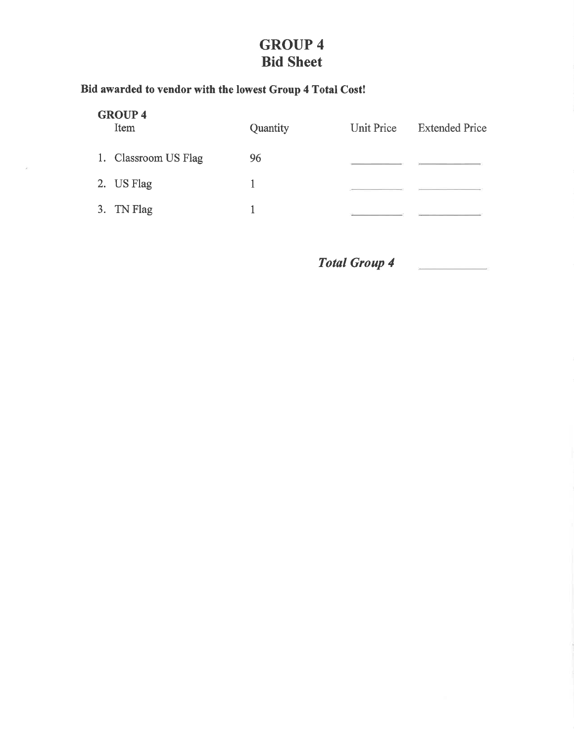# GROUP 4
# Bid Sheet

**Bid awarded to vendor with the lowest Group 4 Total Cost!**

| **GROUP 4** Item | Quantity | Unit Price | Extended Price |
|---|---|---|---|
| 1. Classroom US Flag | 96 | _______ | _______ |
| 2. US Flag | 1 | _______ | _______ |
| 3. TN Flag | 1 | _______ | _______ |
| | | ***Total Group 4*** | _______ |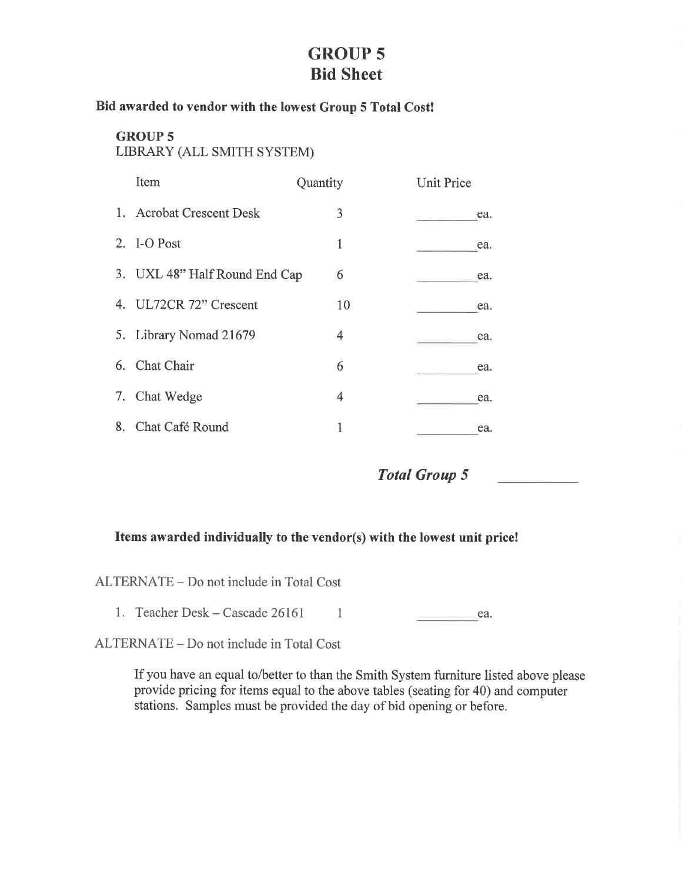# GROUP 5
# Bid Sheet

**Bid awarded to vendor with the lowest Group 5 Total Cost!**

**GROUP 5**
LIBRARY (ALL SMITH SYSTEM)

| | Item | Quantity | Unit Price |
|---|---|---|---|
| 1. | Acrobat Crescent Desk | 3 | _________ea. |
| 2. | I-O Post | 1 | _________ea. |
| 3. | UXL 48" Half Round End Cap | 6 | _________ea. |
| 4. | UL72CR 72" Crescent | 10 | _________ea. |
| 5. | Library Nomad 21679 | 4 | _________ea. |
| 6. | Chat Chair | 6 | _________ea. |
| 7. | Chat Wedge | 4 | _________ea. |
| 8. | Chat Café Round | 1 | _________ea. |

***Total Group 5*** __________

**Items awarded individually to the vendor(s) with the lowest unit price!**

ALTERNATE – Do not include in Total Cost

1. Teacher Desk – Cascade 26161 &nbsp;&nbsp; 1 &nbsp;&nbsp; _________ea.

ALTERNATE – Do not include in Total Cost

If you have an equal to/better to than the Smith System furniture listed above please provide pricing for items equal to the above tables (seating for 40) and computer stations. Samples must be provided the day of bid opening or before.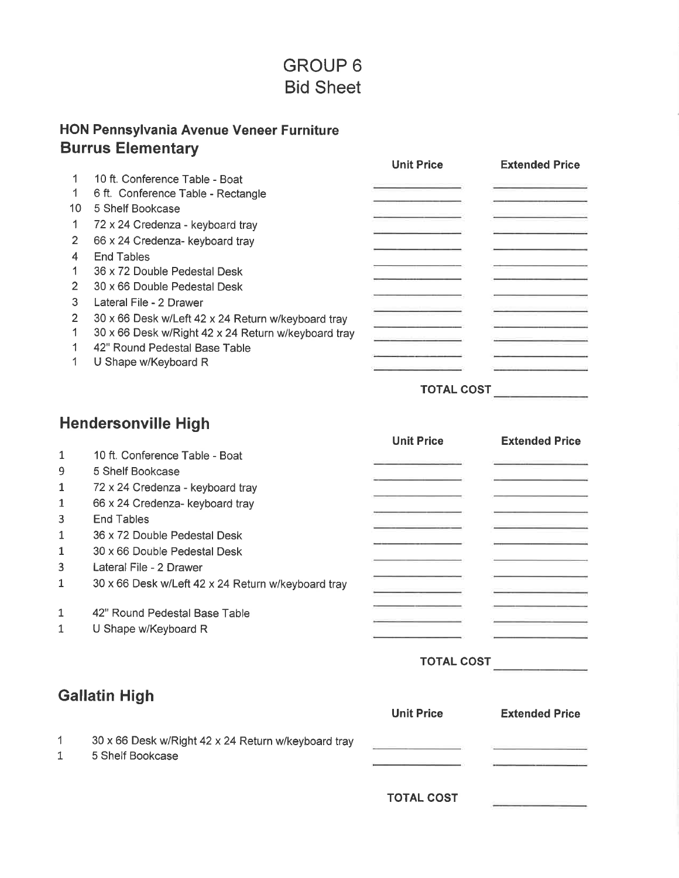# GROUP 6
## Bid Sheet

### HON Pennsylvania Avenue Veneer Furniture

### Burrus Elementary

| Qty | Item | Unit Price | Extended Price |
|---|---|---|---|
| 1 | 10 ft. Conference Table - Boat | | |
| 1 | 6 ft. Conference Table - Rectangle | | |
| 10 | 5 Shelf Bookcase | | |
| 1 | 72 x 24 Credenza - keyboard tray | | |
| 2 | 66 x 24 Credenza- keyboard tray | | |
| 4 | End Tables | | |
| 1 | 36 x 72 Double Pedestal Desk | | |
| 2 | 30 x 66 Double Pedestal Desk | | |
| 3 | Lateral File - 2 Drawer | | |
| 2 | 30 x 66 Desk w/Left 42 x 24 Return w/keyboard tray | | |
| 1 | 30 x 66 Desk w/Right 42 x 24 Return w/keyboard tray | | |
| 1 | 42" Round Pedestal Base Table | | |
| 1 | U Shape w/Keyboard R | | |
| | | **TOTAL COST** | |

### Hendersonville High

| Qty | Item | Unit Price | Extended Price |
|---|---|---|---|
| 1 | 10 ft. Conference Table - Boat | | |
| 9 | 5 Shelf Bookcase | | |
| 1 | 72 x 24 Credenza - keyboard tray | | |
| 1 | 66 x 24 Credenza- keyboard tray | | |
| 3 | End Tables | | |
| 1 | 36 x 72 Double Pedestal Desk | | |
| 1 | 30 x 66 Double Pedestal Desk | | |
| 3 | Lateral File - 2 Drawer | | |
| 1 | 30 x 66 Desk w/Left 42 x 24 Return w/keyboard tray | | |
| | | | |
| 1 | 42" Round Pedestal Base Table | | |
| 1 | U Shape w/Keyboard R | | |
| | | **TOTAL COST** | |

### Gallatin High

| Qty | Item | Unit Price | Extended Price |
|---|---|---|---|
| 1 | 30 x 66 Desk w/Right 42 x 24 Return w/keyboard tray | | |
| 1 | 5 Shelf Bookcase | | |
| | | **TOTAL COST** | |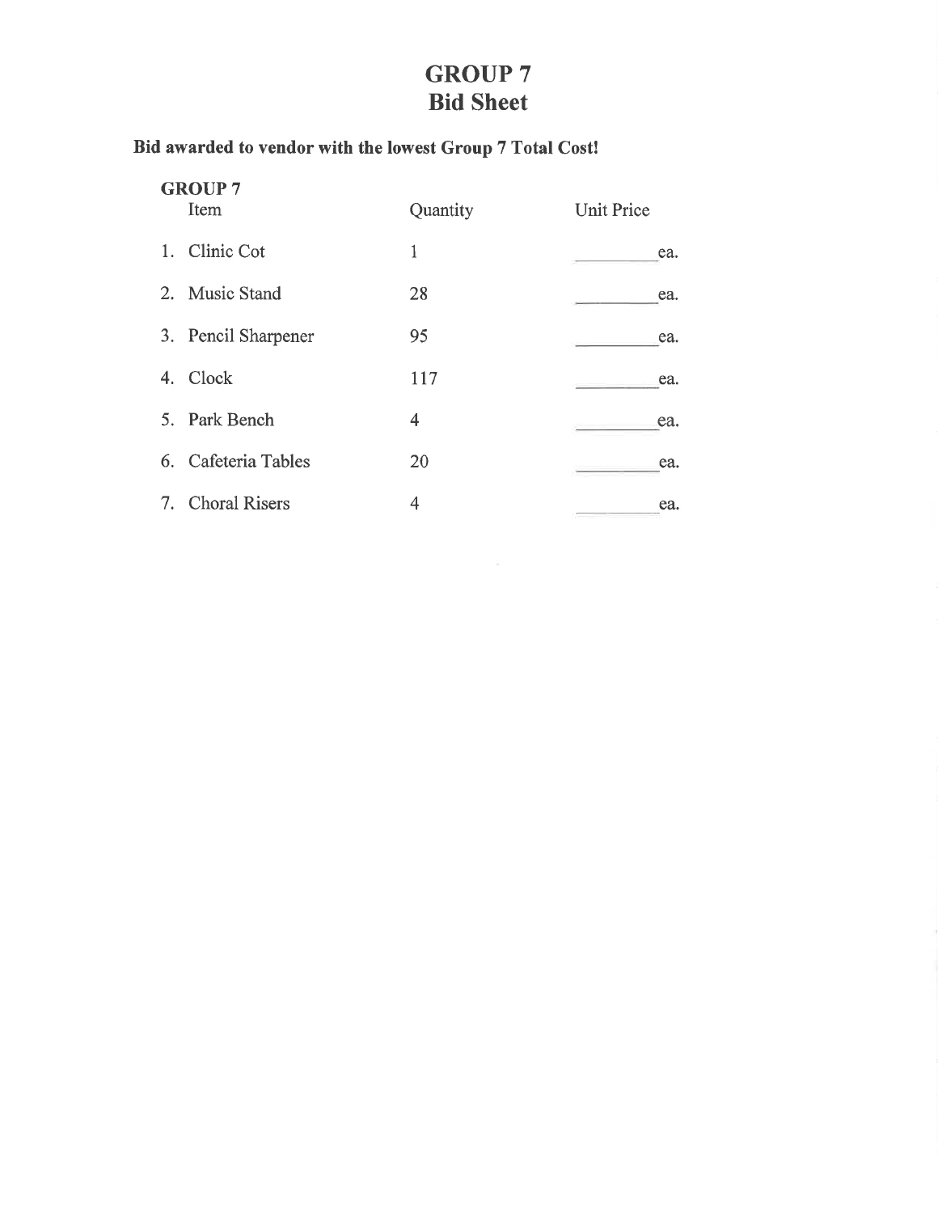# GROUP 7
# Bid Sheet

**Bid awarded to vendor with the lowest Group 7 Total Cost!**

| GROUP 7 Item | Quantity | Unit Price |
| --- | --- | --- |
| 1. Clinic Cot | 1 | ________ea. |
| 2. Music Stand | 28 | ________ea. |
| 3. Pencil Sharpener | 95 | ________ea. |
| 4. Clock | 117 | ________ea. |
| 5. Park Bench | 4 | ________ea. |
| 6. Cafeteria Tables | 20 | ________ea. |
| 7. Choral Risers | 4 | ________ea. |